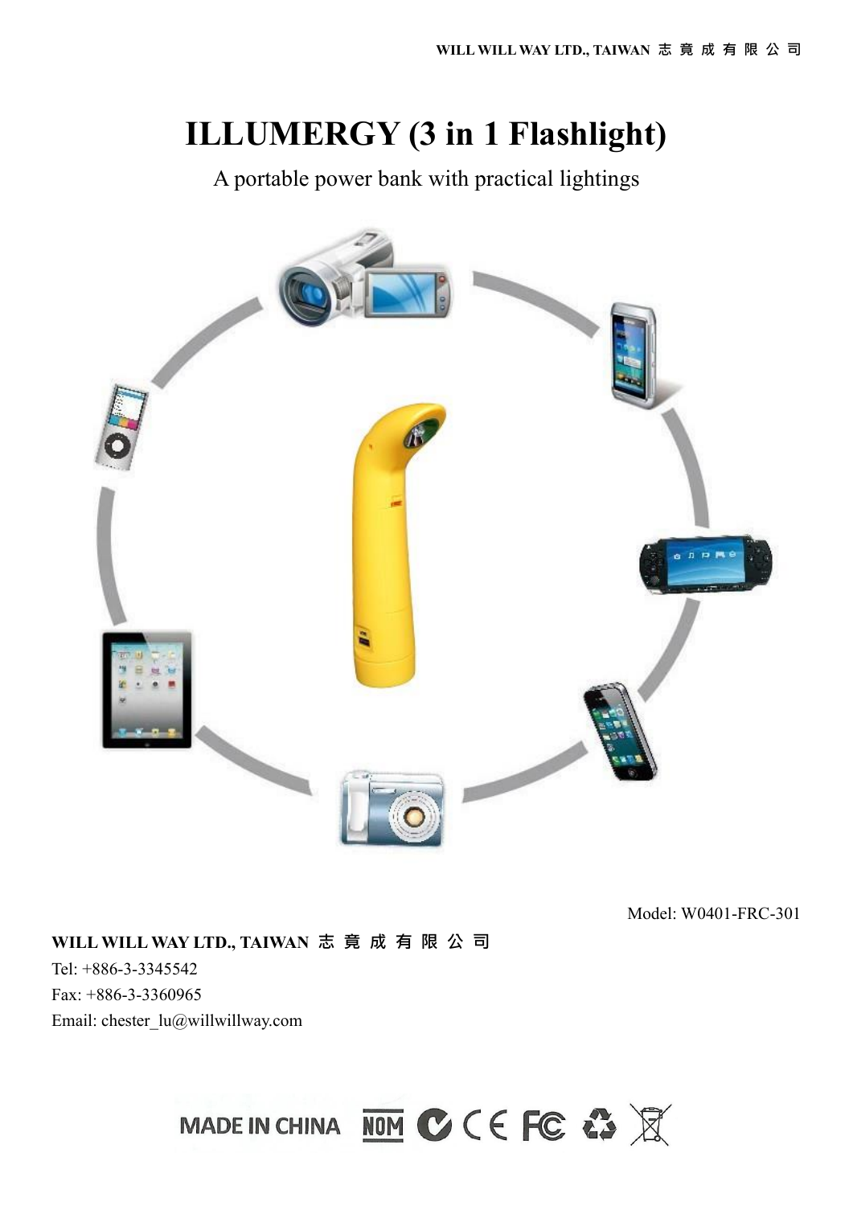# ILLUMERGY (3 in 1 Flashlight)

A portable power bank with practical lightings

Model: W0401-FRC-301

**WILL WILL WAY LTD., TAIWAN 志 竟 成 有 限 公 司**

Tel: +886-3-3345542

Fax: +886-3-3360965

Email: chester_lu@willwillway.com

MADE IN CHINA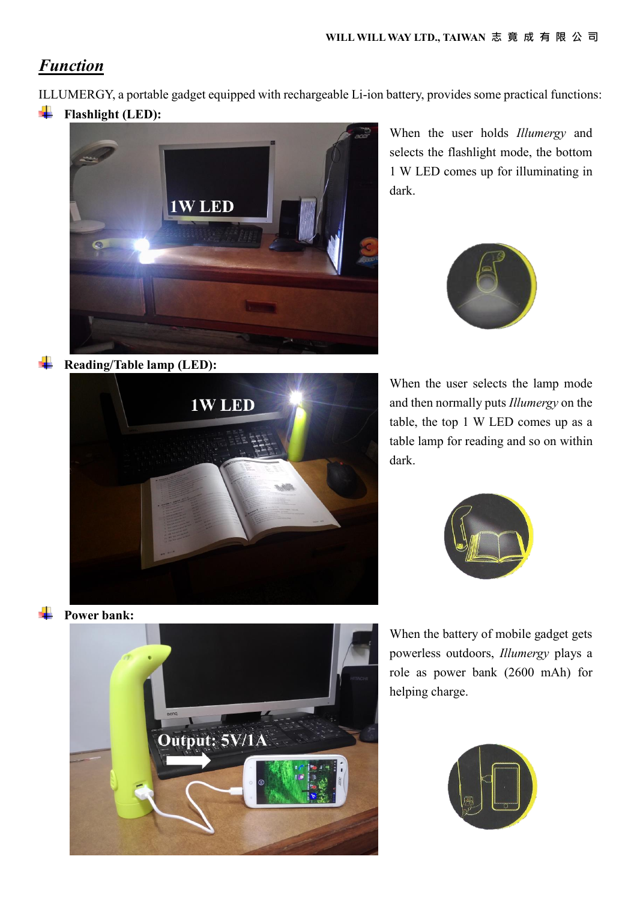## *Function*

ILLUMERGY, a portable gadget equipped with rechargeable Li-ion battery, provides some practical functions:

- **Flashlight (LED):**

When the user holds *Illumergy* and selects the flashlight mode, the bottom 1 W LED comes up for illuminating in dark.

- **Reading/Table lamp (LED):**

When the user selects the lamp mode and then normally puts *Illumergy* on the table, the top 1 W LED comes up as a table lamp for reading and so on within dark.

- **Power bank:**

When the battery of mobile gadget gets powerless outdoors, *Illumergy* plays a role as power bank (2600 mAh) for helping charge.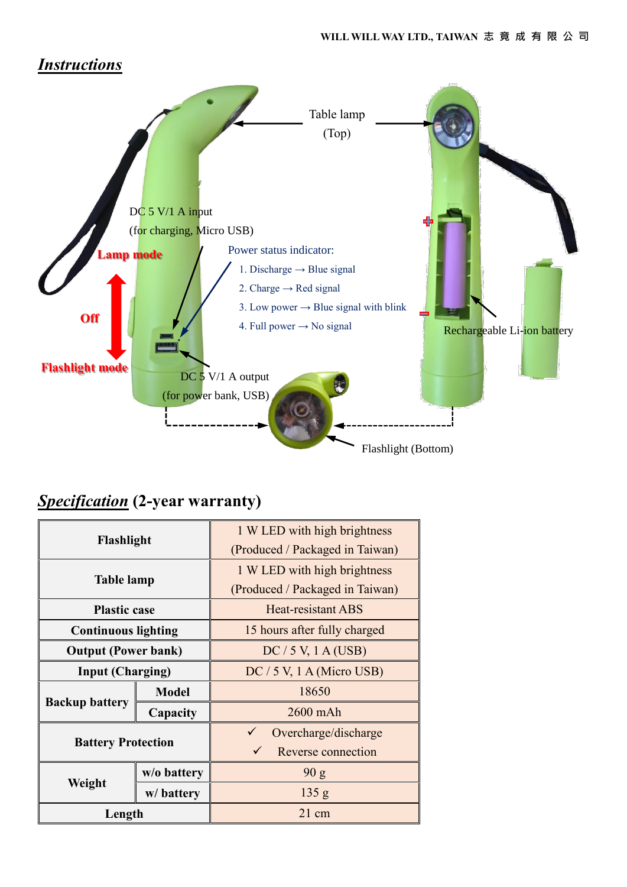## *Instructions*

Table lamp (Top)

DC 5 V/1 A input (for charging, Micro USB)

Lamp mode

Off

Flashlight mode

Power status indicator:

1. Discharge → Blue signal
2. Charge → Red signal
3. Low power → Blue signal with blink
4. Full power → No signal

DC 5 V/1 A output (for power bank, USB)

Rechargeable Li-ion battery

Flashlight (Bottom)

## *Specification* (2-year warranty)

| | | |
|---|---|---|
| **Flashlight** | | 1 W LED with high brightness (Produced / Packaged in Taiwan) |
| **Table lamp** | | 1 W LED with high brightness (Produced / Packaged in Taiwan) |
| **Plastic case** | | Heat-resistant ABS |
| **Continuous lighting** | | 15 hours after fully charged |
| **Output (Power bank)** | | DC / 5 V, 1 A (USB) |
| **Input (Charging)** | | DC / 5 V, 1 A (Micro USB) |
| **Backup battery** | **Model** | 18650 |
| | **Capacity** | 2600 mAh |
| **Battery Protection** | | ✓ Overcharge/discharge<br>✓ Reverse connection |
| **Weight** | **w/o battery** | 90 g |
| | **w/ battery** | 135 g |
| **Length** | | 21 cm |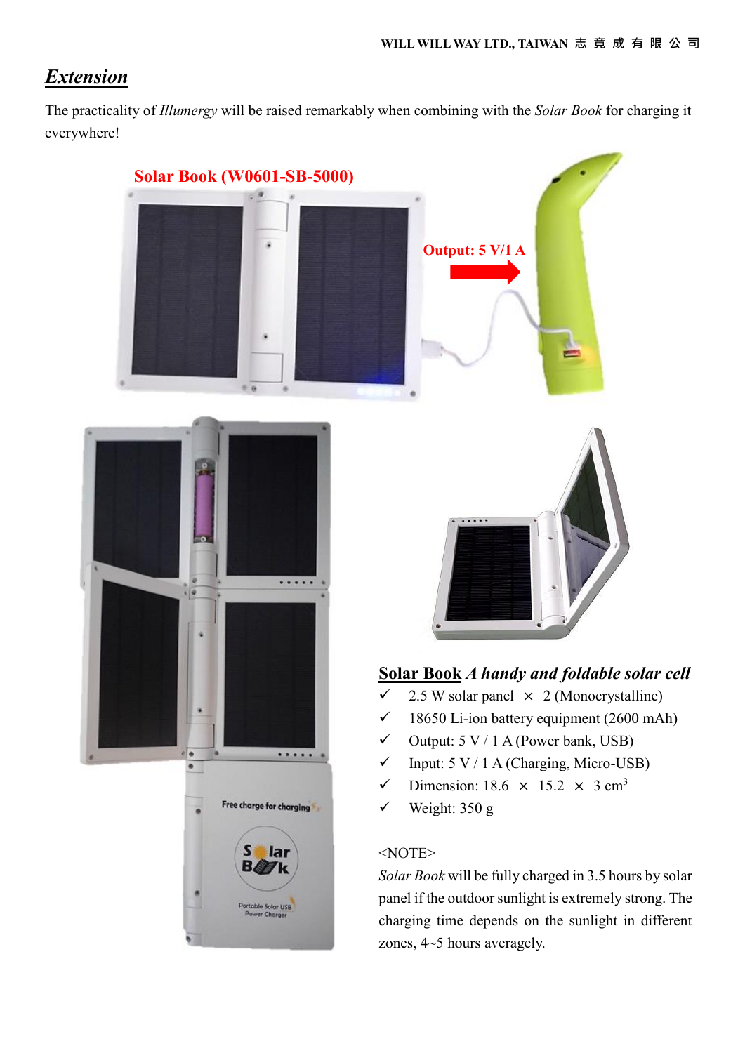## *Extension*

The practicality of *Illumergy* will be raised remarkably when combining with the *Solar Book* for charging it everywhere!

Solar Book (W0601-SB-5000)

Output: 5 V/1 A

**Solar Book** ***A handy and foldable solar cell***

- ✓ 2.5 W solar panel × 2 (Monocrystalline)
- ✓ 18650 Li-ion battery equipment (2600 mAh)
- ✓ Output: 5 V / 1 A (Power bank, USB)
- ✓ Input: 5 V / 1 A (Charging, Micro-USB)
- ✓ Dimension: 18.6 × 15.2 × 3 $cm^3$
- ✓ Weight: 350 g

<NOTE>

*Solar Book* will be fully charged in 3.5 hours by solar panel if the outdoor sunlight is extremely strong. The charging time depends on the sunlight in different zones, 4~5 hours averagely.